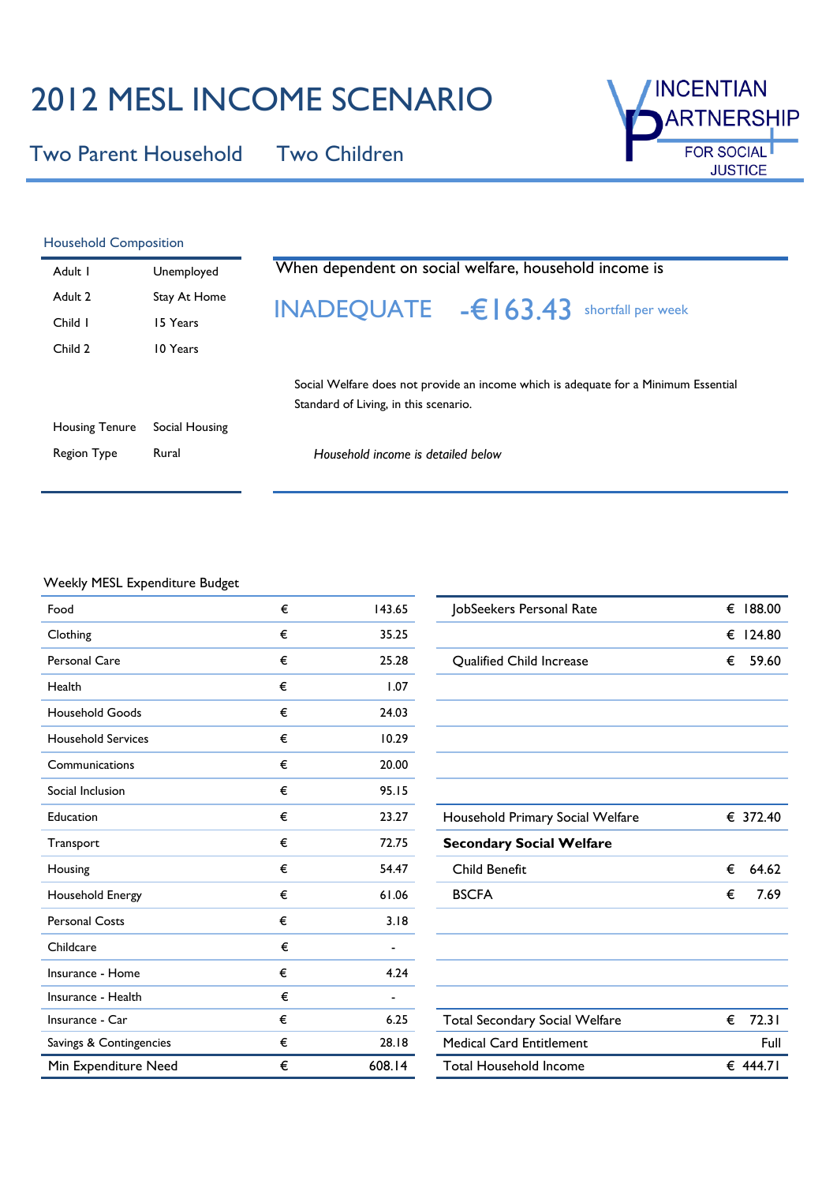# 2012 MESL INCOME SCENARIO

## Two Parent Household Two Children

VINCENTIAN PARTNERSHIP FOR SOCIAL JUSTICE

### Household Composition

| | |
|---|---|
| Adult 1 | Unemployed |
| Adult 2 | Stay At Home |
| Child 1 | 15 Years |
| Child 2 | 10 Years |
| Housing Tenure | Social Housing |
| Region Type | Rural |

When dependent on social welfare, household income is

**INADEQUATE -€163.43** shortfall per week

Social Welfare does not provide an income which is adequate for a Minimum Essential Standard of Living, in this scenario.

*Household income is detailed below*

### Weekly MESL Expenditure Budget

| | | |
|---|---|---|
| Food | € | 143.65 |
| Clothing | € | 35.25 |
| Personal Care | € | 25.28 |
| Health | € | 1.07 |
| Household Goods | € | 24.03 |
| Household Services | € | 10.29 |
| Communications | € | 20.00 |
| Social Inclusion | € | 95.15 |
| Education | € | 23.27 |
| Transport | € | 72.75 |
| Housing | € | 54.47 |
| Household Energy | € | 61.06 |
| Personal Costs | € | 3.18 |
| Childcare | € | - |
| Insurance - Home | € | 4.24 |
| Insurance - Health | € | - |
| Insurance - Car | € | 6.25 |
| Savings & Contingencies | € | 28.18 |
| Min Expenditure Need | € | 608.14 |

| | |
|---|---|
| JobSeekers Personal Rate | € 188.00 |
| | € 124.80 |
| Qualified Child Increase | € 59.60 |
| Household Primary Social Welfare | € 372.40 |
| **Secondary Social Welfare** | |
| Child Benefit | € 64.62 |
| BSCFA | € 7.69 |
| Total Secondary Social Welfare | € 72.31 |
| Medical Card Entitlement | Full |
| Total Household Income | € 444.71 |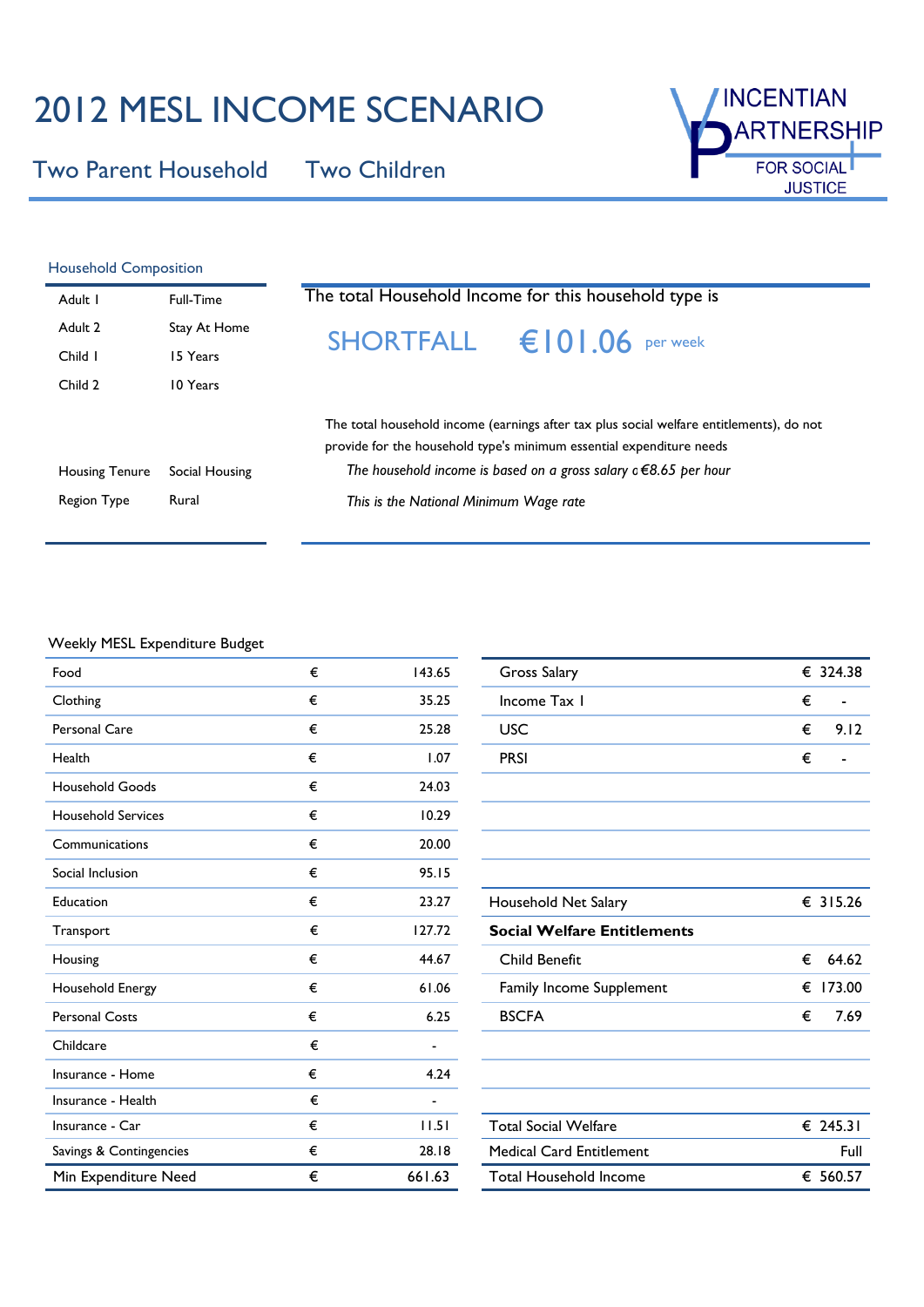# 2012 MESL INCOME SCENARIO

## Two Parent Household Two Children

VINCENTIAN PARTNERSHIP FOR SOCIAL JUSTICE

### Household Composition

| | |
|---|---|
| Adult 1 | Full-Time |
| Adult 2 | Stay At Home |
| Child 1 | 15 Years |
| Child 2 | 10 Years |
| Housing Tenure | Social Housing |
| Region Type | Rural |

The total Household Income for this household type is

**SHORTFALL €101.06 per week**

The total household income (earnings after tax plus social welfare entitlements), do not provide for the household type's minimum essential expenditure needs

*The household income is based on a gross salary o €8.65 per hour*

*This is the National Minimum Wage rate*

### Weekly MESL Expenditure Budget

| | | |
|---|---|---|
| Food | € | 143.65 |
| Clothing | € | 35.25 |
| Personal Care | € | 25.28 |
| Health | € | 1.07 |
| Household Goods | € | 24.03 |
| Household Services | € | 10.29 |
| Communications | € | 20.00 |
| Social Inclusion | € | 95.15 |
| Education | € | 23.27 |
| Transport | € | 127.72 |
| Housing | € | 44.67 |
| Household Energy | € | 61.06 |
| Personal Costs | € | 6.25 |
| Childcare | € | - |
| Insurance - Home | € | 4.24 |
| Insurance - Health | € | - |
| Insurance - Car | € | 11.51 |
| Savings & Contingencies | € | 28.18 |
| Min Expenditure Need | € | 661.63 |

| | | |
|---|---|---|
| Gross Salary | € | 324.38 |
| Income Tax 1 | € | - |
| USC | € | 9.12 |
| PRSI | € | - |
| Household Net Salary | € | 315.26 |
| **Social Welfare Entitlements** | | |
| Child Benefit | € | 64.62 |
| Family Income Supplement | € | 173.00 |
| BSCFA | € | 7.69 |
| Total Social Welfare | € | 245.31 |
| Medical Card Entitlement | | Full |
| Total Household Income | € | 560.57 |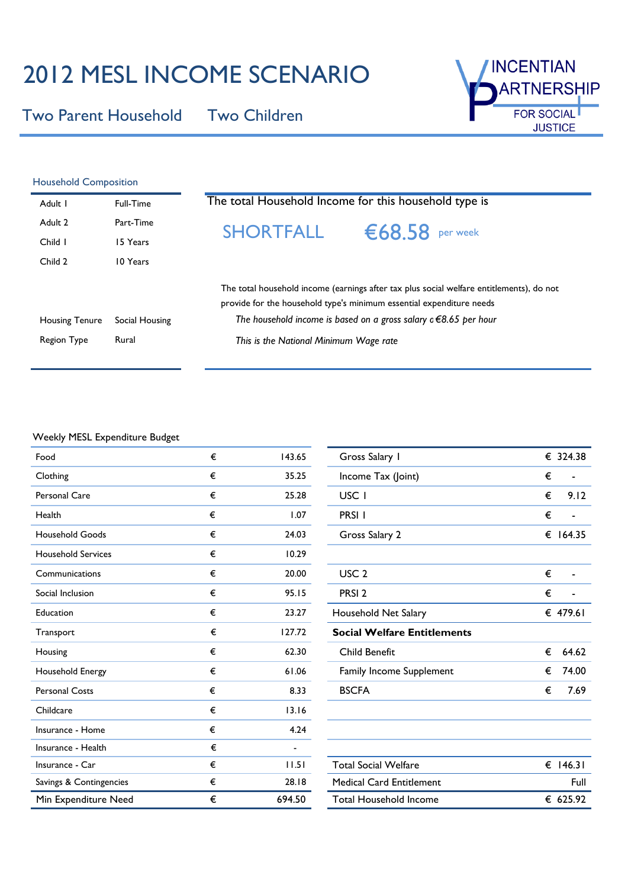# 2012 MESL INCOME SCENARIO

## Two Parent Household Two Children

VINCENTIAN PARTNERSHIP FOR SOCIAL JUSTICE

### Household Composition

| | |
|---|---|
| Adult 1 | Full-Time |
| Adult 2 | Part-Time |
| Child 1 | 15 Years |
| Child 2 | 10 Years |
| Housing Tenure | Social Housing |
| Region Type | Rural |

The total Household Income for this household type is

**SHORTFALL €68.58** per week

The total household income (earnings after tax plus social welfare entitlements), do not provide for the household type's minimum essential expenditure needs

*The household income is based on a gross salary o €8.65 per hour*

*This is the National Minimum Wage rate*

### Weekly MESL Expenditure Budget

| | | |
|---|---|---|
| Food | € | 143.65 |
| Clothing | € | 35.25 |
| Personal Care | € | 25.28 |
| Health | € | 1.07 |
| Household Goods | € | 24.03 |
| Household Services | € | 10.29 |
| Communications | € | 20.00 |
| Social Inclusion | € | 95.15 |
| Education | € | 23.27 |
| Transport | € | 127.72 |
| Housing | € | 62.30 |
| Household Energy | € | 61.06 |
| Personal Costs | € | 8.33 |
| Childcare | € | 13.16 |
| Insurance - Home | € | 4.24 |
| Insurance - Health | € | - |
| Insurance - Car | € | 11.51 |
| Savings & Contingencies | € | 28.18 |
| Min Expenditure Need | € | 694.50 |

| | |
|---|---|
| Gross Salary 1 | € 324.38 |
| Income Tax (Joint) | € - |
| USC 1 | € 9.12 |
| PRSI 1 | € - |
| Gross Salary 2 | € 164.35 |
| | |
| USC 2 | € - |
| PRSI 2 | € - |
| Household Net Salary | € 479.61 |
| **Social Welfare Entitlements** | |
| Child Benefit | € 64.62 |
| Family Income Supplement | € 74.00 |
| BSCFA | € 7.69 |
| | |
| | |
| Total Social Welfare | € 146.31 |
| Medical Card Entitlement | Full |
| Total Household Income | € 625.92 |